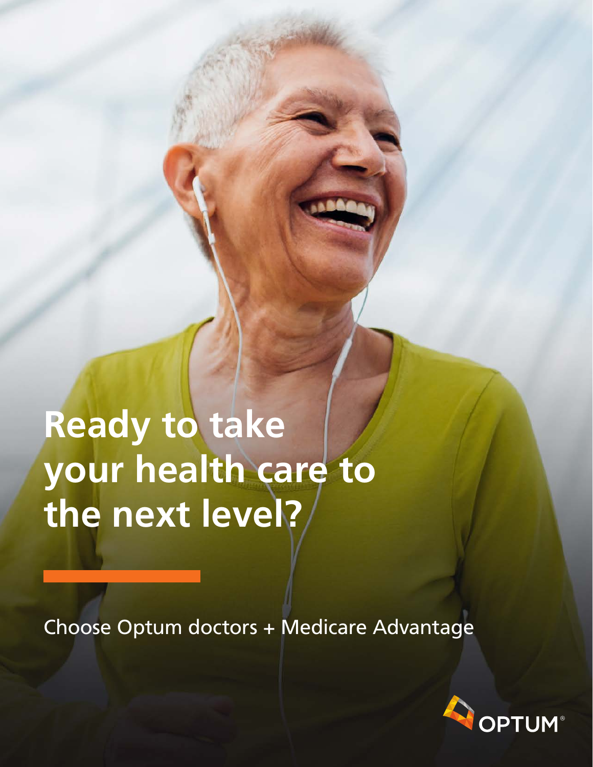# Ready to take your health care to the next level?

Choose Optum doctors + Medicare Advantage

OPTUM®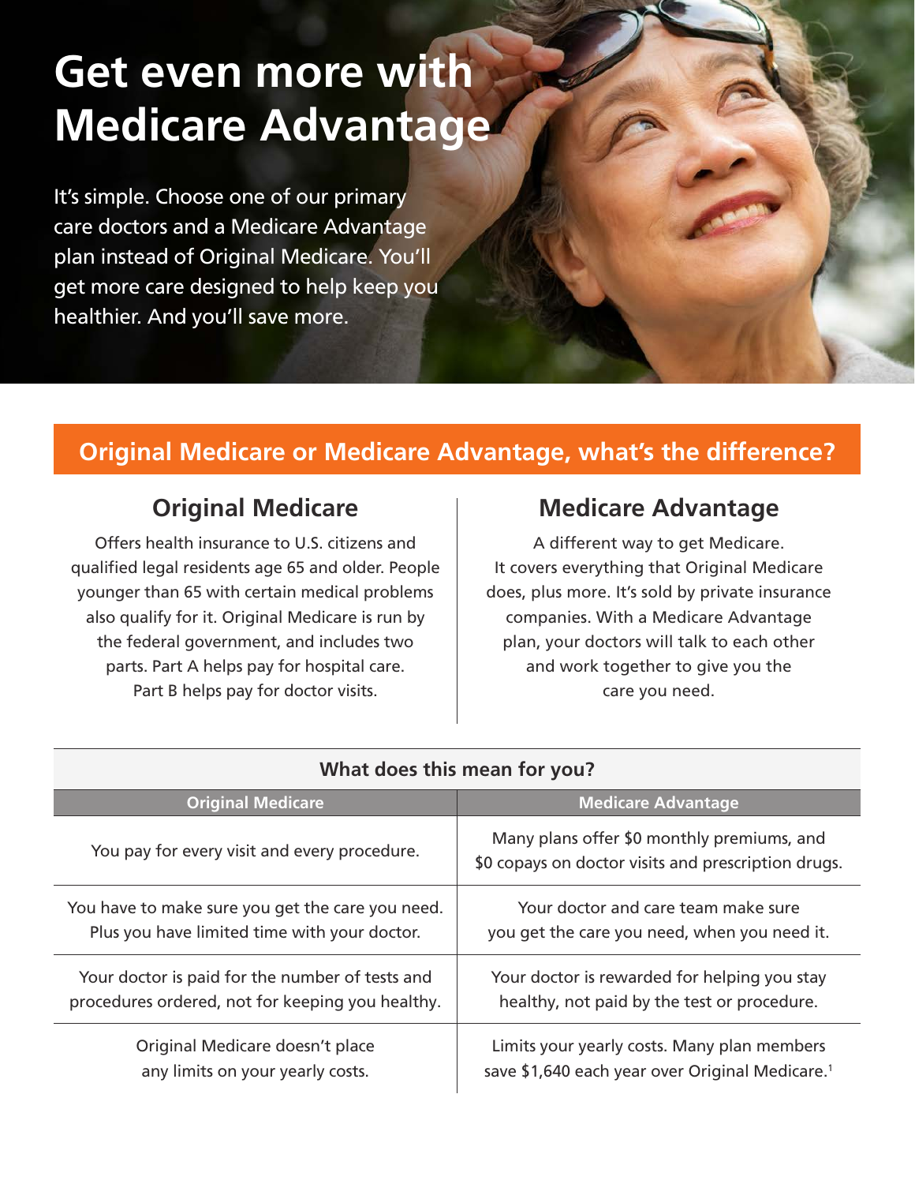# Get even more with Medicare Advantage

It's simple. Choose one of our primary care doctors and a Medicare Advantage plan instead of Original Medicare. You'll get more care designed to help keep you healthier. And you'll save more.

## Original Medicare or Medicare Advantage, what's the difference?

### Original Medicare

Offers health insurance to U.S. citizens and qualified legal residents age 65 and older. People younger than 65 with certain medical problems also qualify for it. Original Medicare is run by the federal government, and includes two parts. Part A helps pay for hospital care. Part B helps pay for doctor visits.

### Medicare Advantage

A different way to get Medicare. It covers everything that Original Medicare does, plus more. It's sold by private insurance companies. With a Medicare Advantage plan, your doctors will talk to each other and work together to give you the care you need.

**What does this mean for you?**

| Original Medicare | Medicare Advantage |
|---|---|
| You pay for every visit and every procedure. | Many plans offer $0 monthly premiums, and $0 copays on doctor visits and prescription drugs. |
| You have to make sure you get the care you need. Plus you have limited time with your doctor. | Your doctor and care team make sure you get the care you need, when you need it. |
| Your doctor is paid for the number of tests and procedures ordered, not for keeping you healthy. | Your doctor is rewarded for helping you stay healthy, not paid by the test or procedure. |
| Original Medicare doesn't place any limits on your yearly costs. | Limits your yearly costs. Many plan members save $1,640 each year over Original Medicare.[1] |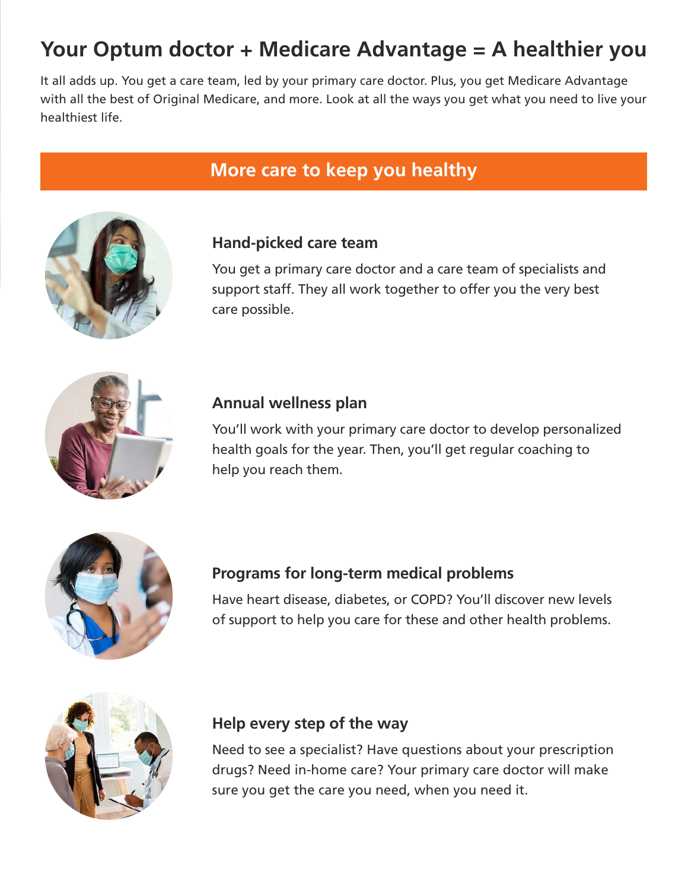# Your Optum doctor + Medicare Advantage = A healthier you

It all adds up. You get a care team, led by your primary care doctor. Plus, you get Medicare Advantage with all the best of Original Medicare, and more. Look at all the ways you get what you need to live your healthiest life.

## More care to keep you healthy

### Hand-picked care team

You get a primary care doctor and a care team of specialists and support staff. They all work together to offer you the very best care possible.

### Annual wellness plan

You'll work with your primary care doctor to develop personalized health goals for the year. Then, you'll get regular coaching to help you reach them.

### Programs for long-term medical problems

Have heart disease, diabetes, or COPD? You'll discover new levels of support to help you care for these and other health problems.

### Help every step of the way

Need to see a specialist? Have questions about your prescription drugs? Need in-home care? Your primary care doctor will make sure you get the care you need, when you need it.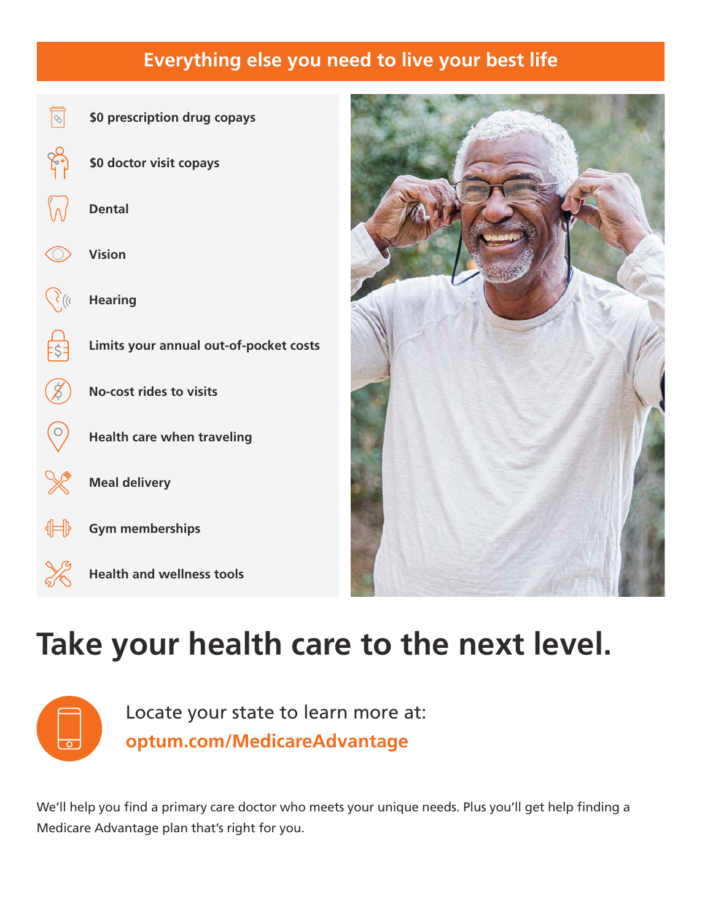## Everything else you need to live your best life

- $0 prescription drug copays
- $0 doctor visit copays
- Dental
- Vision
- Hearing
- Limits your annual out-of-pocket costs
- No-cost rides to visits
- Health care when traveling
- Meal delivery
- Gym memberships
- Health and wellness tools

# Take your health care to the next level.

Locate your state to learn more at:
**optum.com/MedicareAdvantage**

We'll help you find a primary care doctor who meets your unique needs. Plus you'll get help finding a Medicare Advantage plan that's right for you.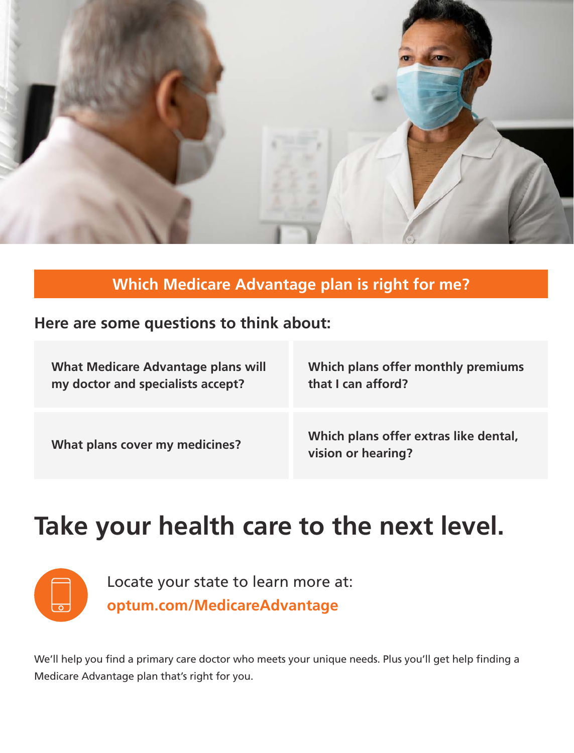## Which Medicare Advantage plan is right for me?

### Here are some questions to think about:

- **What Medicare Advantage plans will my doctor and specialists accept?**
- **Which plans offer monthly premiums that I can afford?**
- **What plans cover my medicines?**
- **Which plans offer extras like dental, vision or hearing?**

# Take your health care to the next level.

Locate your state to learn more at:
**optum.com/MedicareAdvantage**

We'll help you find a primary care doctor who meets your unique needs. Plus you'll get help finding a Medicare Advantage plan that's right for you.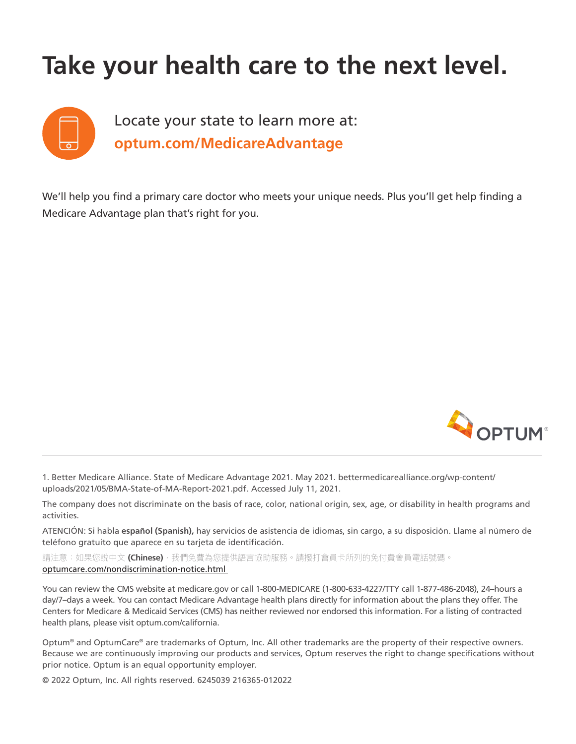# Take your health care to the next level.

Locate your state to learn more at:
**optum.com/MedicareAdvantage**

We'll help you find a primary care doctor who meets your unique needs. Plus you'll get help finding a Medicare Advantage plan that's right for you.

OPTUM®

---

1. Better Medicare Alliance. State of Medicare Advantage 2021. May 2021. bettermedicarealliance.org/wp-content/uploads/2021/05/BMA-State-of-MA-Report-2021.pdf. Accessed July 11, 2021.

The company does not discriminate on the basis of race, color, national origin, sex, age, or disability in health programs and activities.

ATENCIÓN: Si habla **español (Spanish),** hay servicios de asistencia de idiomas, sin cargo, a su disposición. Llame al número de teléfono gratuito que aparece en su tarjeta de identificación.

請注意：如果您說中文 **(Chinese)**，我們免費為您提供語言協助服務。請撥打會員卡所列的免付費會員電話號碼。
optumcare.com/nondiscrimination-notice.html

You can review the CMS website at medicare.gov or call 1-800-MEDICARE (1-800-633-4227/TTY call 1-877-486-2048), 24–hours a day/7–days a week. You can contact Medicare Advantage health plans directly for information about the plans they offer. The Centers for Medicare & Medicaid Services (CMS) has neither reviewed nor endorsed this information. For a listing of contracted health plans, please visit optum.com/california.

Optum® and OptumCare® are trademarks of Optum, Inc. All other trademarks are the property of their respective owners. Because we are continuously improving our products and services, Optum reserves the right to change specifications without prior notice. Optum is an equal opportunity employer.

© 2022 Optum, Inc. All rights reserved. 6245039 216365-012022